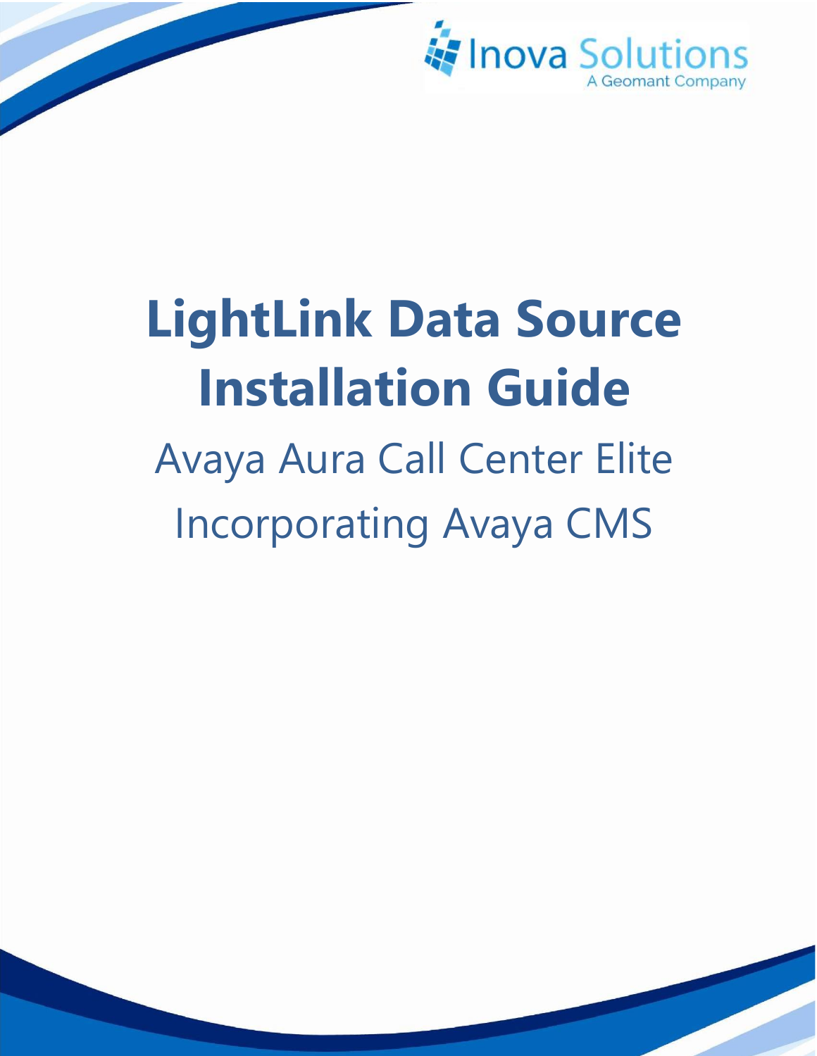Inova Solutions
A Geomant Company

# LightLink Data Source Installation Guide

## Avaya Aura Call Center Elite Incorporating Avaya CMS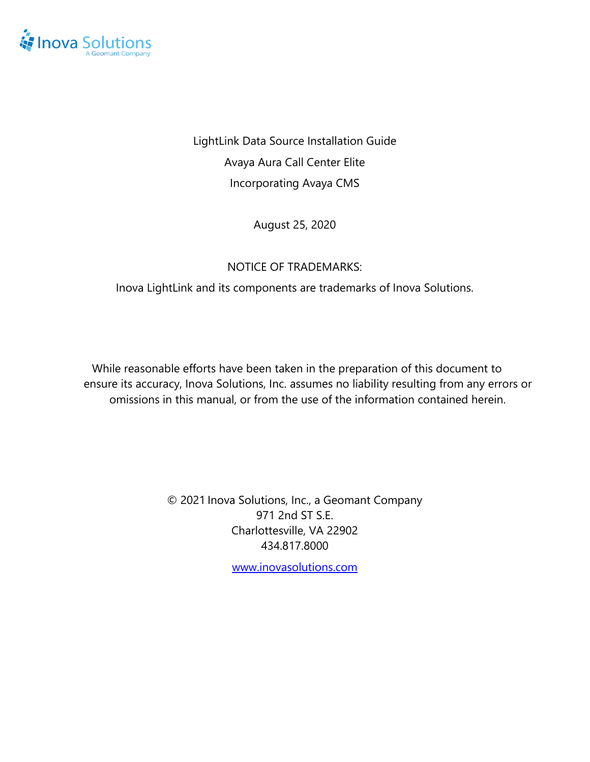LightLink Data Source Installation Guide

Avaya Aura Call Center Elite

Incorporating Avaya CMS

August 25, 2020

NOTICE OF TRADEMARKS:

Inova LightLink and its components are trademarks of Inova Solutions.

While reasonable efforts have been taken in the preparation of this document to ensure its accuracy, Inova Solutions, Inc. assumes no liability resulting from any errors or omissions in this manual, or from the use of the information contained herein.

© 2021 Inova Solutions, Inc., a Geomant Company
971 2nd ST S.E.
Charlottesville, VA 22902
434.817.8000

www.inovasolutions.com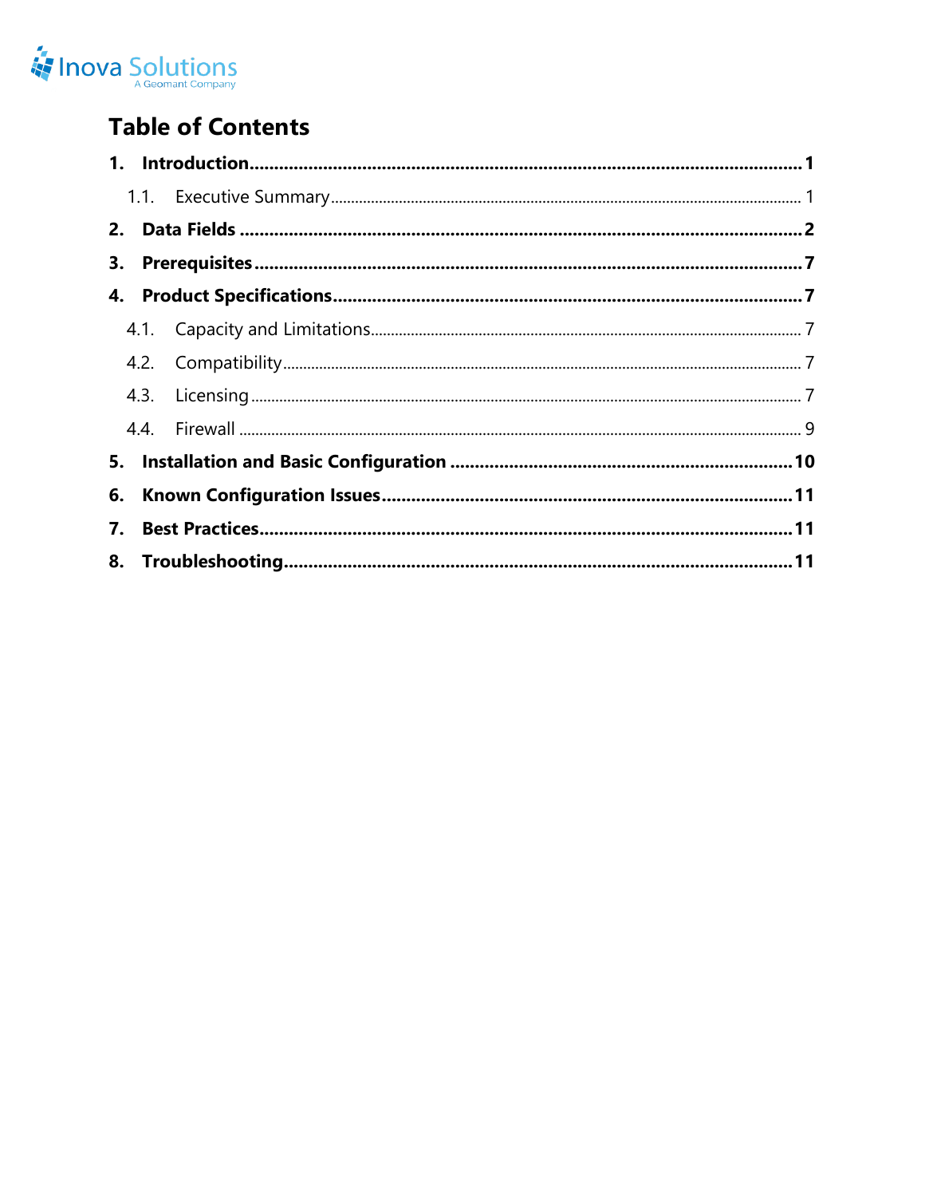# Table of Contents

1. **Introduction** .......... 1
   - 1.1. Executive Summary .......... 1
2. **Data Fields** .......... 2
3. **Prerequisites** .......... 7
4. **Product Specifications** .......... 7
   - 4.1. Capacity and Limitations .......... 7
   - 4.2. Compatibility .......... 7
   - 4.3. Licensing .......... 7
   - 4.4. Firewall .......... 9
5. **Installation and Basic Configuration** .......... 10
6. **Known Configuration Issues** .......... 11
7. **Best Practices** .......... 11
8. **Troubleshooting** .......... 11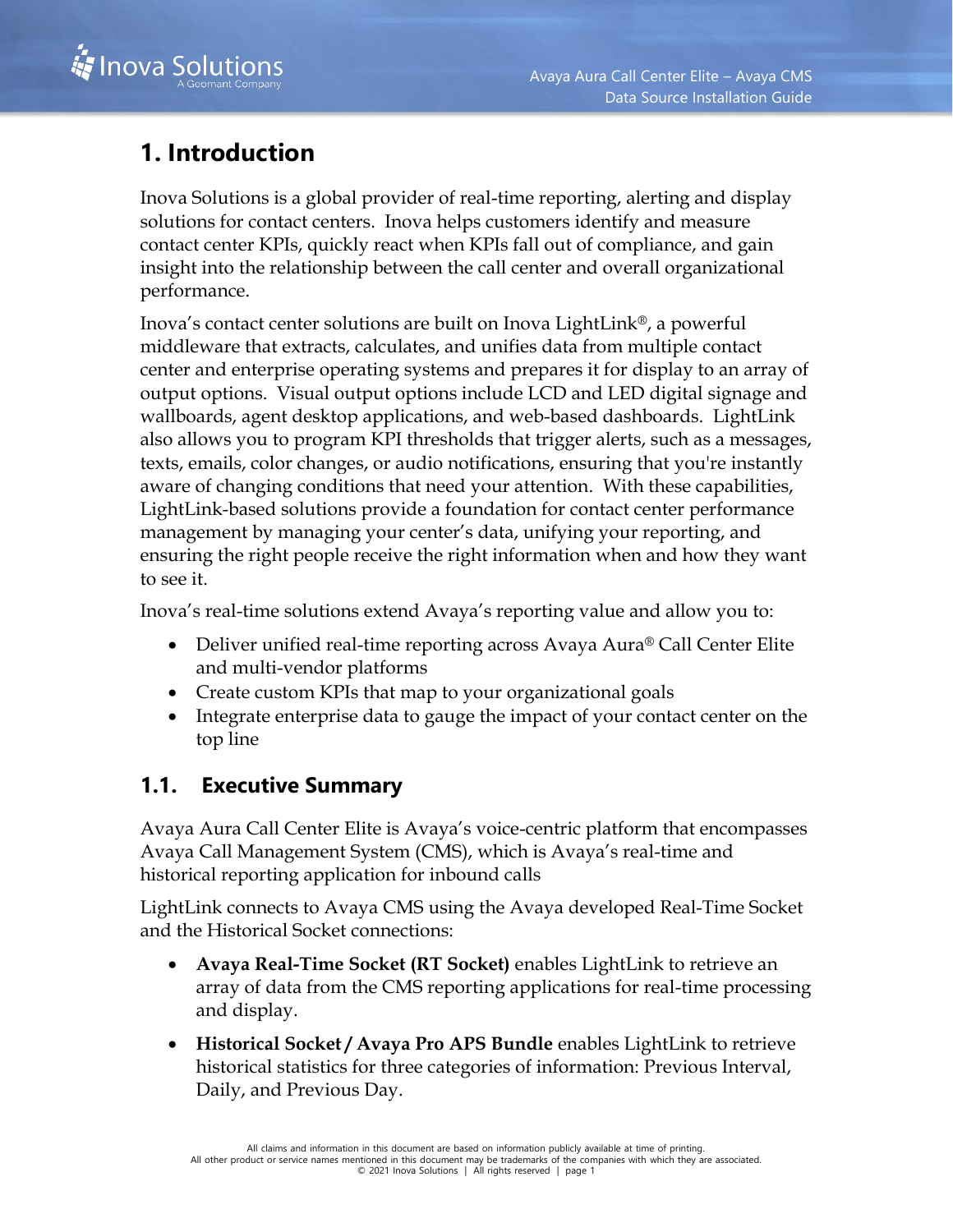# 1. Introduction

Inova Solutions is a global provider of real-time reporting, alerting and display solutions for contact centers. Inova helps customers identify and measure contact center KPIs, quickly react when KPIs fall out of compliance, and gain insight into the relationship between the call center and overall organizational performance.

Inova's contact center solutions are built on Inova LightLink®, a powerful middleware that extracts, calculates, and unifies data from multiple contact center and enterprise operating systems and prepares it for display to an array of output options. Visual output options include LCD and LED digital signage and wallboards, agent desktop applications, and web-based dashboards. LightLink also allows you to program KPI thresholds that trigger alerts, such as a messages, texts, emails, color changes, or audio notifications, ensuring that you're instantly aware of changing conditions that need your attention. With these capabilities, LightLink-based solutions provide a foundation for contact center performance management by managing your center's data, unifying your reporting, and ensuring the right people receive the right information when and how they want to see it.

Inova's real-time solutions extend Avaya's reporting value and allow you to:

- Deliver unified real-time reporting across Avaya Aura® Call Center Elite and multi-vendor platforms
- Create custom KPIs that map to your organizational goals
- Integrate enterprise data to gauge the impact of your contact center on the top line

## 1.1. Executive Summary

Avaya Aura Call Center Elite is Avaya's voice-centric platform that encompasses Avaya Call Management System (CMS), which is Avaya's real-time and historical reporting application for inbound calls

LightLink connects to Avaya CMS using the Avaya developed Real-Time Socket and the Historical Socket connections:

- **Avaya Real-Time Socket (RT Socket)** enables LightLink to retrieve an array of data from the CMS reporting applications for real-time processing and display.
- **Historical Socket / Avaya Pro APS Bundle** enables LightLink to retrieve historical statistics for three categories of information: Previous Interval, Daily, and Previous Day.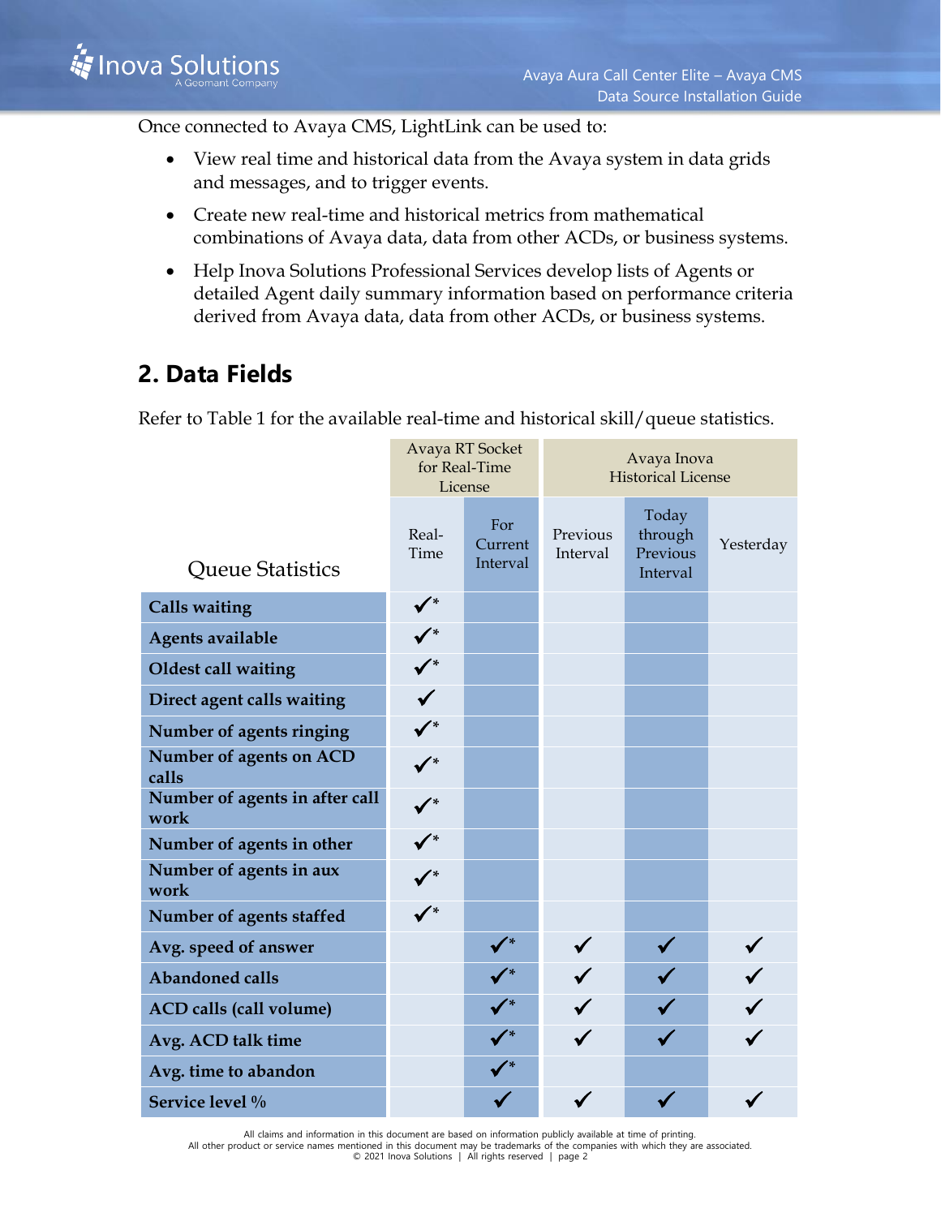Once connected to Avaya CMS, LightLink can be used to:

- View real time and historical data from the Avaya system in data grids and messages, and to trigger events.
- Create new real-time and historical metrics from mathematical combinations of Avaya data, data from other ACDs, or business systems.
- Help Inova Solutions Professional Services develop lists of Agents or detailed Agent daily summary information based on performance criteria derived from Avaya data, data from other ACDs, or business systems.

## 2. Data Fields

Refer to Table 1 for the available real-time and historical skill/queue statistics.

| | Avaya RT Socket for Real-Time License | | Avaya Inova Historical License | | |
|---|---|---|---|---|---|
| **Queue Statistics** | Real-Time | For Current Interval | Previous Interval | Today through Previous Interval | Yesterday |
| **Calls waiting** | ✓* | | | | |
| **Agents available** | ✓* | | | | |
| **Oldest call waiting** | ✓* | | | | |
| **Direct agent calls waiting** | ✓ | | | | |
| **Number of agents ringing** | ✓* | | | | |
| **Number of agents on ACD calls** | ✓* | | | | |
| **Number of agents in after call work** | ✓* | | | | |
| **Number of agents in other** | ✓* | | | | |
| **Number of agents in aux work** | ✓* | | | | |
| **Number of agents staffed** | ✓* | | | | |
| **Avg. speed of answer** | | ✓* | ✓ | ✓ | ✓ |
| **Abandoned calls** | | ✓* | ✓ | ✓ | ✓ |
| **ACD calls (call volume)** | | ✓* | ✓ | ✓ | ✓ |
| **Avg. ACD talk time** | | ✓* | ✓ | ✓ | ✓ |
| **Avg. time to abandon** | | ✓* | | | |
| **Service level %** | | ✓ | ✓ | ✓ | ✓ |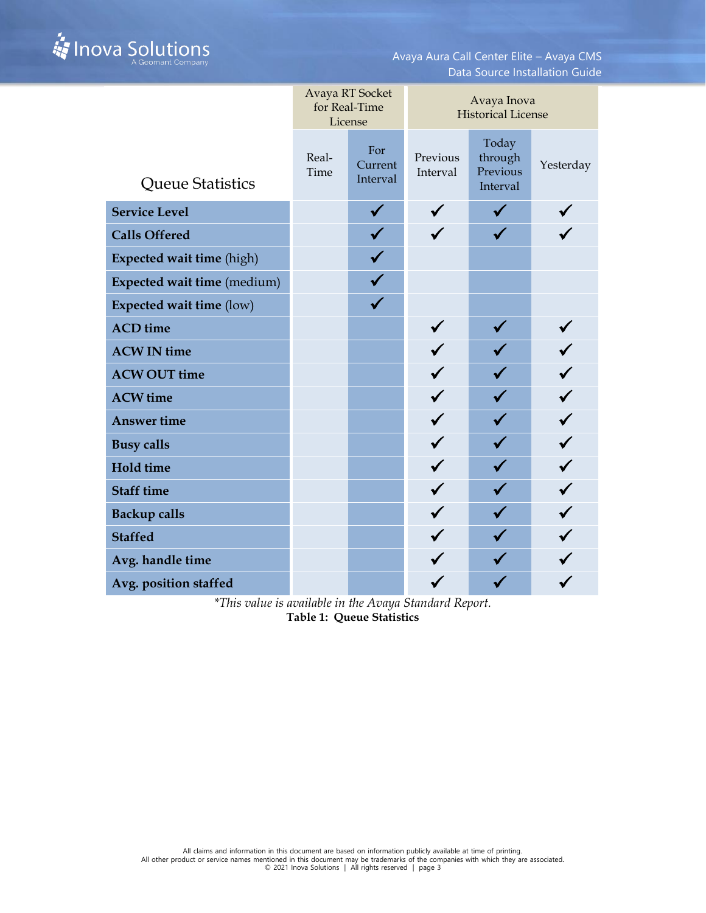| Queue Statistics | Avaya RT Socket for Real-Time License | | Avaya Inova Historical License | | |
|---|---|---|---|---|---|
| | Real-Time | For Current Interval | Previous Interval | Today through Previous Interval | Yesterday |
| **Service Level** | | ✓ | ✓ | ✓ | ✓ |
| **Calls Offered** | | ✓ | ✓ | ✓ | ✓ |
| **Expected wait time** (high) | | ✓ | | | |
| **Expected wait time** (medium) | | ✓ | | | |
| **Expected wait time** (low) | | ✓ | | | |
| **ACD time** | | | ✓ | ✓ | ✓ |
| **ACW IN time** | | | ✓ | ✓ | ✓ |
| **ACW OUT time** | | | ✓ | ✓ | ✓ |
| **ACW time** | | | ✓ | ✓ | ✓ |
| **Answer time** | | | ✓ | ✓ | ✓ |
| **Busy calls** | | | ✓ | ✓ | ✓ |
| **Hold time** | | | ✓ | ✓ | ✓ |
| **Staff time** | | | ✓ | ✓ | ✓ |
| **Backup calls** | | | ✓ | ✓ | ✓ |
| **Staffed** | | | ✓ | ✓ | ✓ |
| **Avg. handle time** | | | ✓ | ✓ | ✓ |
| **Avg. position staffed** | | | ✓ | ✓ | ✓ |

*\*This value is available in the Avaya Standard Report.*

**Table 1: Queue Statistics**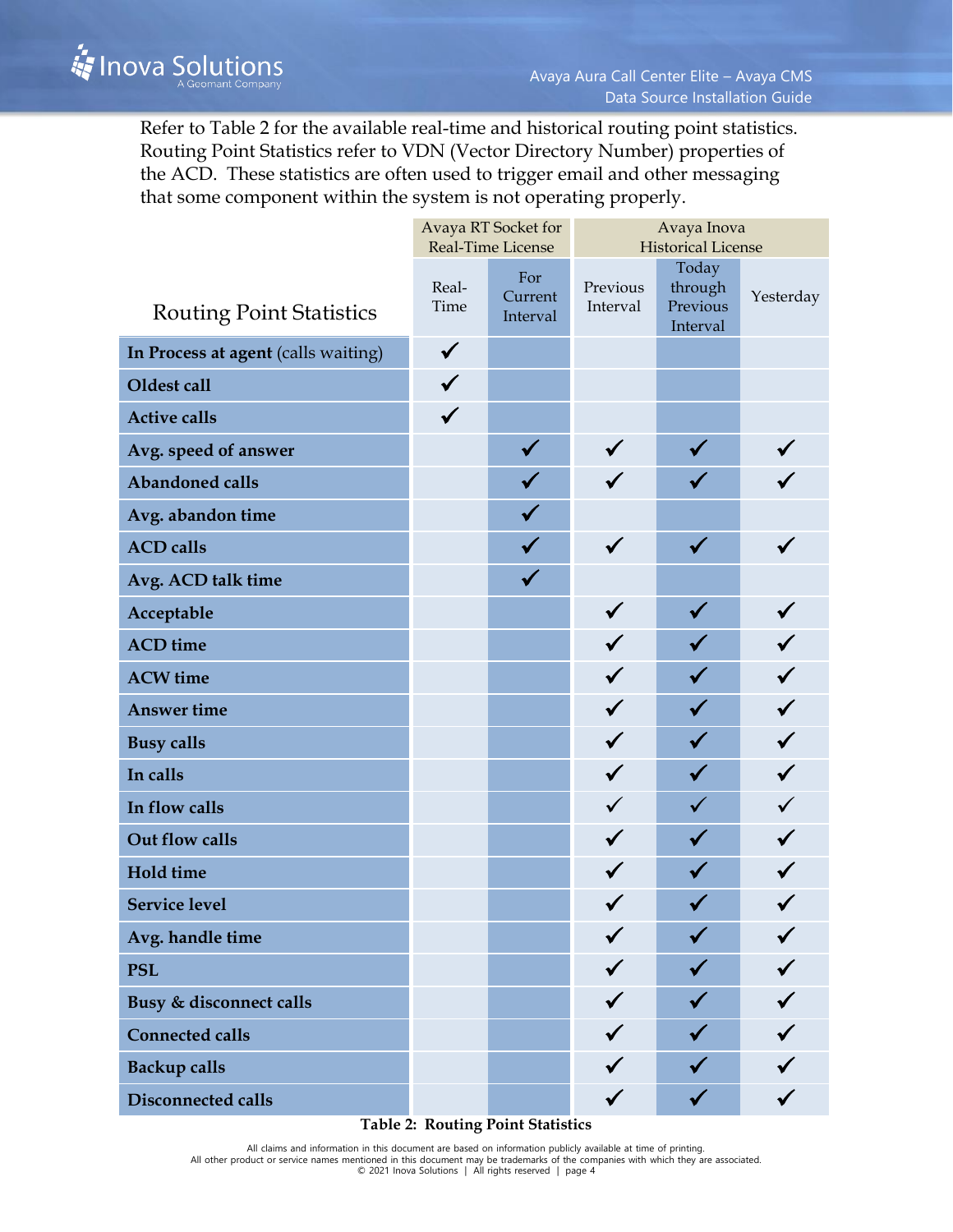Refer to Table 2 for the available real-time and historical routing point statistics. Routing Point Statistics refer to VDN (Vector Directory Number) properties of the ACD. These statistics are often used to trigger email and other messaging that some component within the system is not operating properly.

| Routing Point Statistics | Avaya RT Socket for Real-Time License | | Avaya Inova Historical License | | |
|---|---|---|---|---|---|
| | Real-Time | For Current Interval | Previous Interval | Today through Previous Interval | Yesterday |
| **In Process at agent** (calls waiting) | ✓ | | | | |
| **Oldest call** | ✓ | | | | |
| **Active calls** | ✓ | | | | |
| **Avg. speed of answer** | | ✓ | ✓ | ✓ | ✓ |
| **Abandoned calls** | | ✓ | ✓ | ✓ | ✓ |
| **Avg. abandon time** | | ✓ | | | |
| **ACD calls** | | ✓ | ✓ | ✓ | ✓ |
| **Avg. ACD talk time** | | ✓ | | | |
| **Acceptable** | | | ✓ | ✓ | ✓ |
| **ACD time** | | | ✓ | ✓ | ✓ |
| **ACW time** | | | ✓ | ✓ | ✓ |
| **Answer time** | | | ✓ | ✓ | ✓ |
| **Busy calls** | | | ✓ | ✓ | ✓ |
| **In calls** | | | ✓ | ✓ | ✓ |
| **In flow calls** | | | ✓ | ✓ | ✓ |
| **Out flow calls** | | | ✓ | ✓ | ✓ |
| **Hold time** | | | ✓ | ✓ | ✓ |
| **Service level** | | | ✓ | ✓ | ✓ |
| **Avg. handle time** | | | ✓ | ✓ | ✓ |
| **PSL** | | | ✓ | ✓ | ✓ |
| **Busy & disconnect calls** | | | ✓ | ✓ | ✓ |
| **Connected calls** | | | ✓ | ✓ | ✓ |
| **Backup calls** | | | ✓ | ✓ | ✓ |
| **Disconnected calls** | | | ✓ | ✓ | ✓ |

**Table 2: Routing Point Statistics**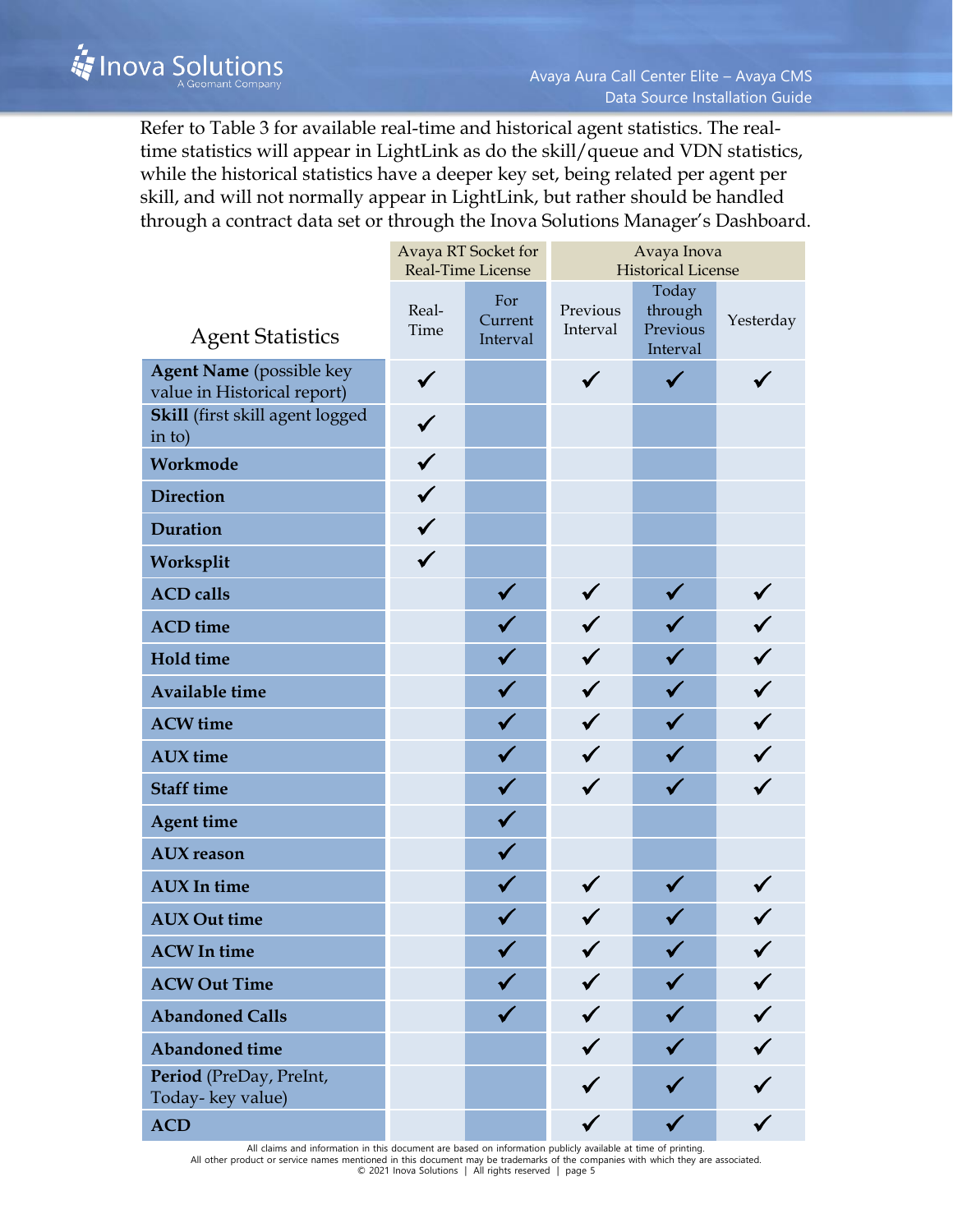Refer to Table 3 for available real-time and historical agent statistics. The real-time statistics will appear in LightLink as do the skill/queue and VDN statistics, while the historical statistics have a deeper key set, being related per agent per skill, and will not normally appear in LightLink, but rather should be handled through a contract data set or through the Inova Solutions Manager's Dashboard.

| Agent Statistics | Avaya RT Socket for Real-Time License | | Avaya Inova Historical License | | |
|---|---|---|---|---|---|
| | Real-Time | For Current Interval | Previous Interval | Today through Previous Interval | Yesterday |
| **Agent Name** (possible key value in Historical report) | ✓ | | ✓ | ✓ | ✓ |
| **Skill** (first skill agent logged in to) | ✓ | | | | |
| **Workmode** | ✓ | | | | |
| **Direction** | ✓ | | | | |
| **Duration** | ✓ | | | | |
| **Worksplit** | ✓ | | | | |
| **ACD calls** | | ✓ | ✓ | ✓ | ✓ |
| **ACD time** | | ✓ | ✓ | ✓ | ✓ |
| **Hold time** | | ✓ | ✓ | ✓ | ✓ |
| **Available time** | | ✓ | ✓ | ✓ | ✓ |
| **ACW time** | | ✓ | ✓ | ✓ | ✓ |
| **AUX time** | | ✓ | ✓ | ✓ | ✓ |
| **Staff time** | | ✓ | ✓ | ✓ | ✓ |
| **Agent time** | | ✓ | | | |
| **AUX reason** | | ✓ | | | |
| **AUX In time** | | ✓ | ✓ | ✓ | ✓ |
| **AUX Out time** | | ✓ | ✓ | ✓ | ✓ |
| **ACW In time** | | ✓ | ✓ | ✓ | ✓ |
| **ACW Out Time** | | ✓ | ✓ | ✓ | ✓ |
| **Abandoned Calls** | | ✓ | ✓ | ✓ | ✓ |
| **Abandoned time** | | | ✓ | ✓ | ✓ |
| **Period** (PreDay, PreInt, Today- key value) | | | ✓ | ✓ | ✓ |
| **ACD** | | | ✓ | ✓ | ✓ |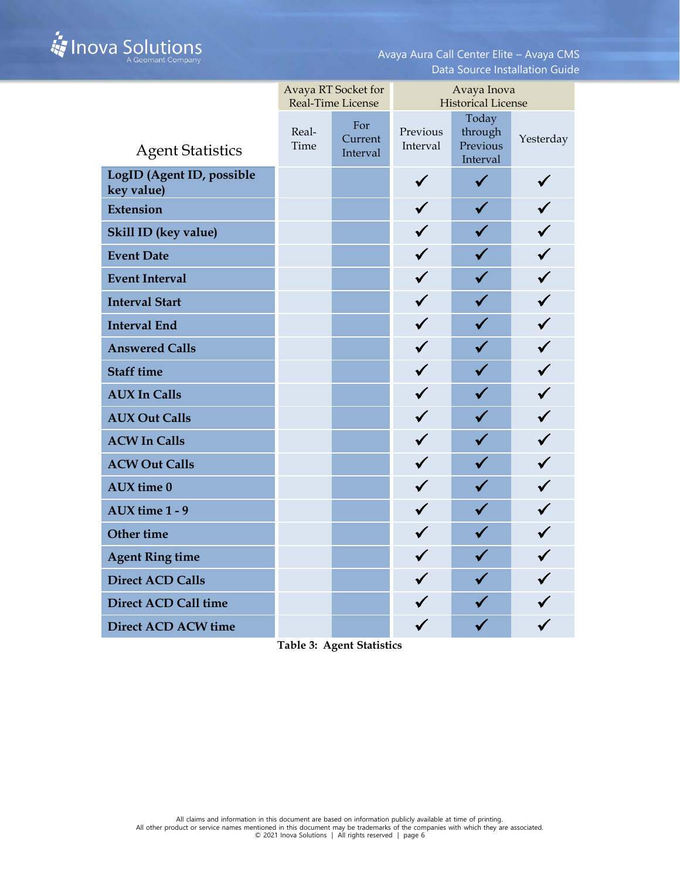| Agent Statistics | Avaya RT Socket for Real-Time License | | Avaya Inova Historical License | | |
|---|---|---|---|---|---|
| | Real-Time | For Current Interval | Previous Interval | Today through Previous Interval | Yesterday |
| **LogID (Agent ID, possible key value)** | | | ✓ | ✓ | ✓ |
| **Extension** | | | ✓ | ✓ | ✓ |
| **Skill ID (key value)** | | | ✓ | ✓ | ✓ |
| **Event Date** | | | ✓ | ✓ | ✓ |
| **Event Interval** | | | ✓ | ✓ | ✓ |
| **Interval Start** | | | ✓ | ✓ | ✓ |
| **Interval End** | | | ✓ | ✓ | ✓ |
| **Answered Calls** | | | ✓ | ✓ | ✓ |
| **Staff time** | | | ✓ | ✓ | ✓ |
| **AUX In Calls** | | | ✓ | ✓ | ✓ |
| **AUX Out Calls** | | | ✓ | ✓ | ✓ |
| **ACW In Calls** | | | ✓ | ✓ | ✓ |
| **ACW Out Calls** | | | ✓ | ✓ | ✓ |
| **AUX time 0** | | | ✓ | ✓ | ✓ |
| **AUX time 1 - 9** | | | ✓ | ✓ | ✓ |
| **Other time** | | | ✓ | ✓ | ✓ |
| **Agent Ring time** | | | ✓ | ✓ | ✓ |
| **Direct ACD Calls** | | | ✓ | ✓ | ✓ |
| **Direct ACD Call time** | | | ✓ | ✓ | ✓ |
| **Direct ACD ACW time** | | | ✓ | ✓ | ✓ |

**Table 3: Agent Statistics**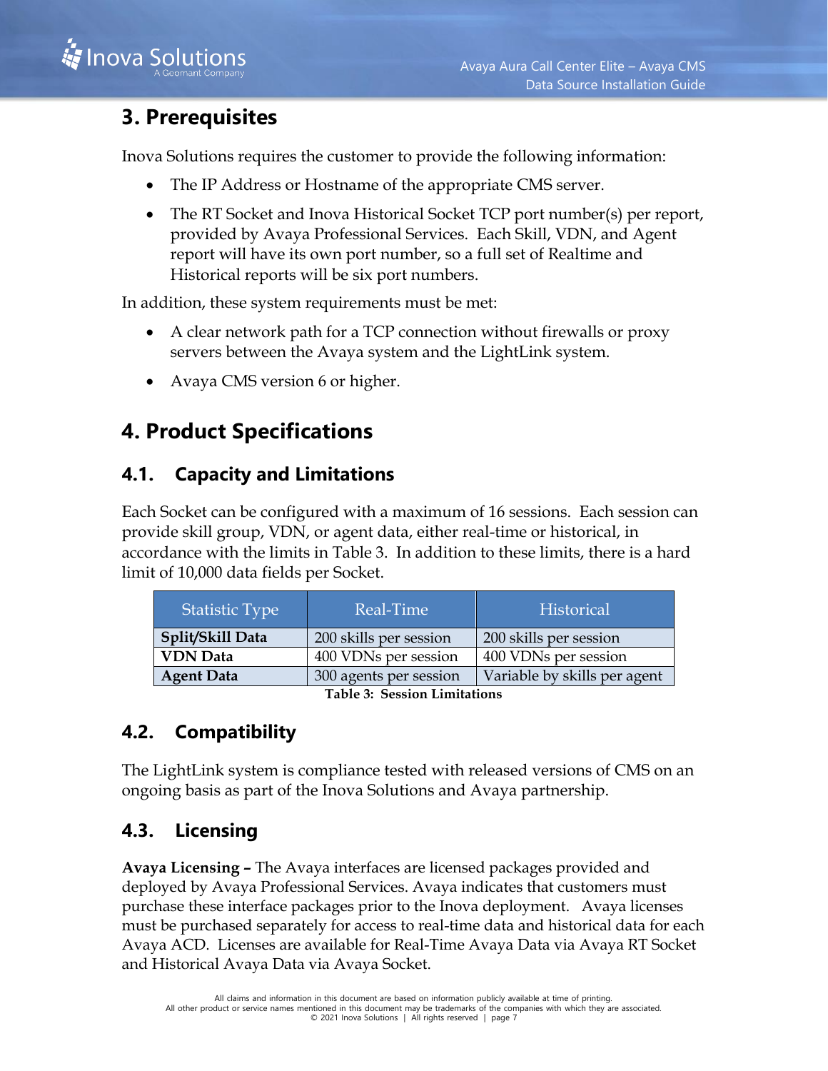# 3. Prerequisites

Inova Solutions requires the customer to provide the following information:

- The IP Address or Hostname of the appropriate CMS server.
- The RT Socket and Inova Historical Socket TCP port number(s) per report, provided by Avaya Professional Services. Each Skill, VDN, and Agent report will have its own port number, so a full set of Realtime and Historical reports will be six port numbers.

In addition, these system requirements must be met:

- A clear network path for a TCP connection without firewalls or proxy servers between the Avaya system and the LightLink system.
- Avaya CMS version 6 or higher.

# 4. Product Specifications

## 4.1. Capacity and Limitations

Each Socket can be configured with a maximum of 16 sessions. Each session can provide skill group, VDN, or agent data, either real-time or historical, in accordance with the limits in Table 3. In addition to these limits, there is a hard limit of 10,000 data fields per Socket.

| Statistic Type | Real-Time | Historical |
|---|---|---|
| **Split/Skill Data** | 200 skills per session | 200 skills per session |
| **VDN Data** | 400 VDNs per session | 400 VDNs per session |
| **Agent Data** | 300 agents per session | Variable by skills per agent |

**Table 3: Session Limitations**

## 4.2. Compatibility

The LightLink system is compliance tested with released versions of CMS on an ongoing basis as part of the Inova Solutions and Avaya partnership.

## 4.3. Licensing

**Avaya Licensing –** The Avaya interfaces are licensed packages provided and deployed by Avaya Professional Services. Avaya indicates that customers must purchase these interface packages prior to the Inova deployment. Avaya licenses must be purchased separately for access to real-time data and historical data for each Avaya ACD. Licenses are available for Real-Time Avaya Data via Avaya RT Socket and Historical Avaya Data via Avaya Socket.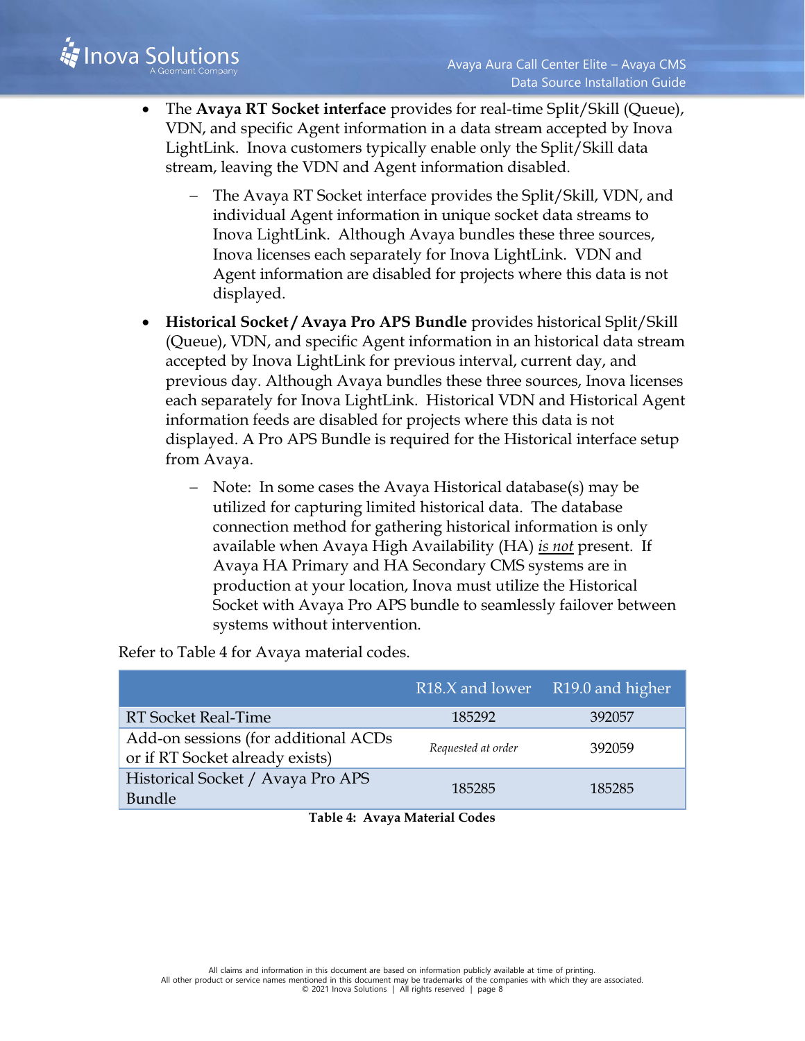- The **Avaya RT Socket interface** provides for real-time Split/Skill (Queue), VDN, and specific Agent information in a data stream accepted by Inova LightLink. Inova customers typically enable only the Split/Skill data stream, leaving the VDN and Agent information disabled.
  - The Avaya RT Socket interface provides the Split/Skill, VDN, and individual Agent information in unique socket data streams to Inova LightLink. Although Avaya bundles these three sources, Inova licenses each separately for Inova LightLink. VDN and Agent information are disabled for projects where this data is not displayed.
- **Historical Socket / Avaya Pro APS Bundle** provides historical Split/Skill (Queue), VDN, and specific Agent information in an historical data stream accepted by Inova LightLink for previous interval, current day, and previous day. Although Avaya bundles these three sources, Inova licenses each separately for Inova LightLink. Historical VDN and Historical Agent information feeds are disabled for projects where this data is not displayed. A Pro APS Bundle is required for the Historical interface setup from Avaya.
  - Note: In some cases the Avaya Historical database(s) may be utilized for capturing limited historical data. The database connection method for gathering historical information is only available when Avaya High Availability (HA) *is not* present. If Avaya HA Primary and HA Secondary CMS systems are in production at your location, Inova must utilize the Historical Socket with Avaya Pro APS bundle to seamlessly failover between systems without intervention.

Refer to Table 4 for Avaya material codes.

| | R18.X and lower | R19.0 and higher |
|---|---|---|
| RT Socket Real-Time | 185292 | 392057 |
| Add-on sessions (for additional ACDs or if RT Socket already exists) | *Requested at order* | 392059 |
| Historical Socket / Avaya Pro APS Bundle | 185285 | 185285 |

**Table 4: Avaya Material Codes**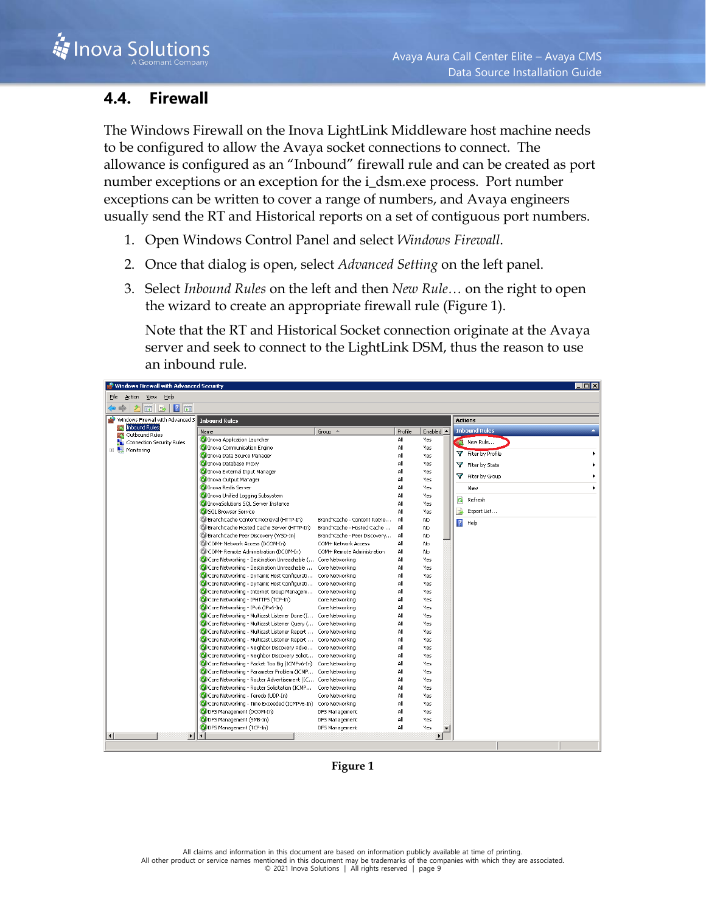## 4.4. Firewall

The Windows Firewall on the Inova LightLink Middleware host machine needs to be configured to allow the Avaya socket connections to connect. The allowance is configured as an "Inbound" firewall rule and can be created as port number exceptions or an exception for the i_dsm.exe process. Port number exceptions can be written to cover a range of numbers, and Avaya engineers usually send the RT and Historical reports on a set of contiguous port numbers.

1. Open Windows Control Panel and select *Windows Firewall*.
2. Once that dialog is open, select *Advanced Setting* on the left panel.
3. Select *Inbound Rules* on the left and then *New Rule…* on the right to open the wizard to create an appropriate firewall rule (Figure 1).

   Note that the RT and Historical Socket connection originate at the Avaya server and seek to connect to the LightLink DSM, thus the reason to use an inbound rule.

**Figure 1**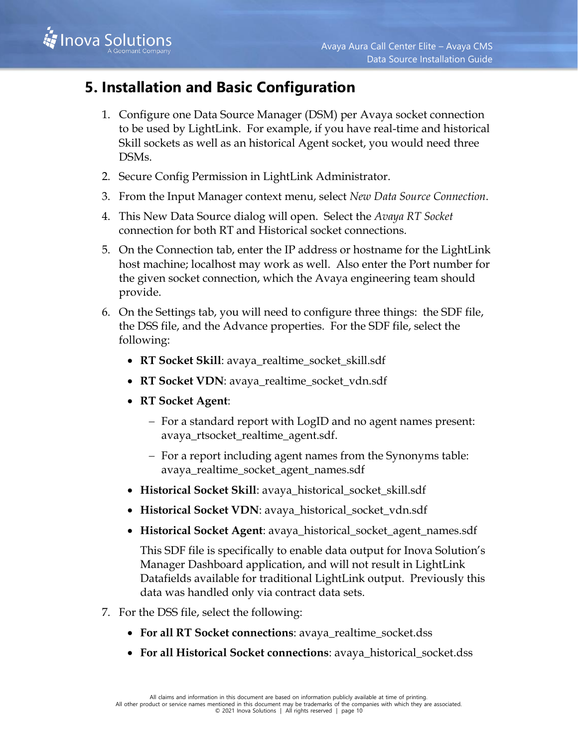# 5. Installation and Basic Configuration

1. Configure one Data Source Manager (DSM) per Avaya socket connection to be used by LightLink. For example, if you have real-time and historical Skill sockets as well as an historical Agent socket, you would need three DSMs.
2. Secure Config Permission in LightLink Administrator.
3. From the Input Manager context menu, select *New Data Source Connection*.
4. This New Data Source dialog will open. Select the *Avaya RT Socket* connection for both RT and Historical socket connections.
5. On the Connection tab, enter the IP address or hostname for the LightLink host machine; localhost may work as well. Also enter the Port number for the given socket connection, which the Avaya engineering team should provide.
6. On the Settings tab, you will need to configure three things: the SDF file, the DSS file, and the Advance properties. For the SDF file, select the following:
   - **RT Socket Skill**: avaya_realtime_socket_skill.sdf
   - **RT Socket VDN**: avaya_realtime_socket_vdn.sdf
   - **RT Socket Agent**:
     - For a standard report with LogID and no agent names present: avaya_rtsocket_realtime_agent.sdf.
     - For a report including agent names from the Synonyms table: avaya_realtime_socket_agent_names.sdf
   - **Historical Socket Skill**: avaya_historical_socket_skill.sdf
   - **Historical Socket VDN**: avaya_historical_socket_vdn.sdf
   - **Historical Socket Agent**: avaya_historical_socket_agent_names.sdf

     This SDF file is specifically to enable data output for Inova Solution's Manager Dashboard application, and will not result in LightLink Datafields available for traditional LightLink output. Previously this data was handled only via contract data sets.
7. For the DSS file, select the following:
   - **For all RT Socket connections**: avaya_realtime_socket.dss
   - **For all Historical Socket connections**: avaya_historical_socket.dss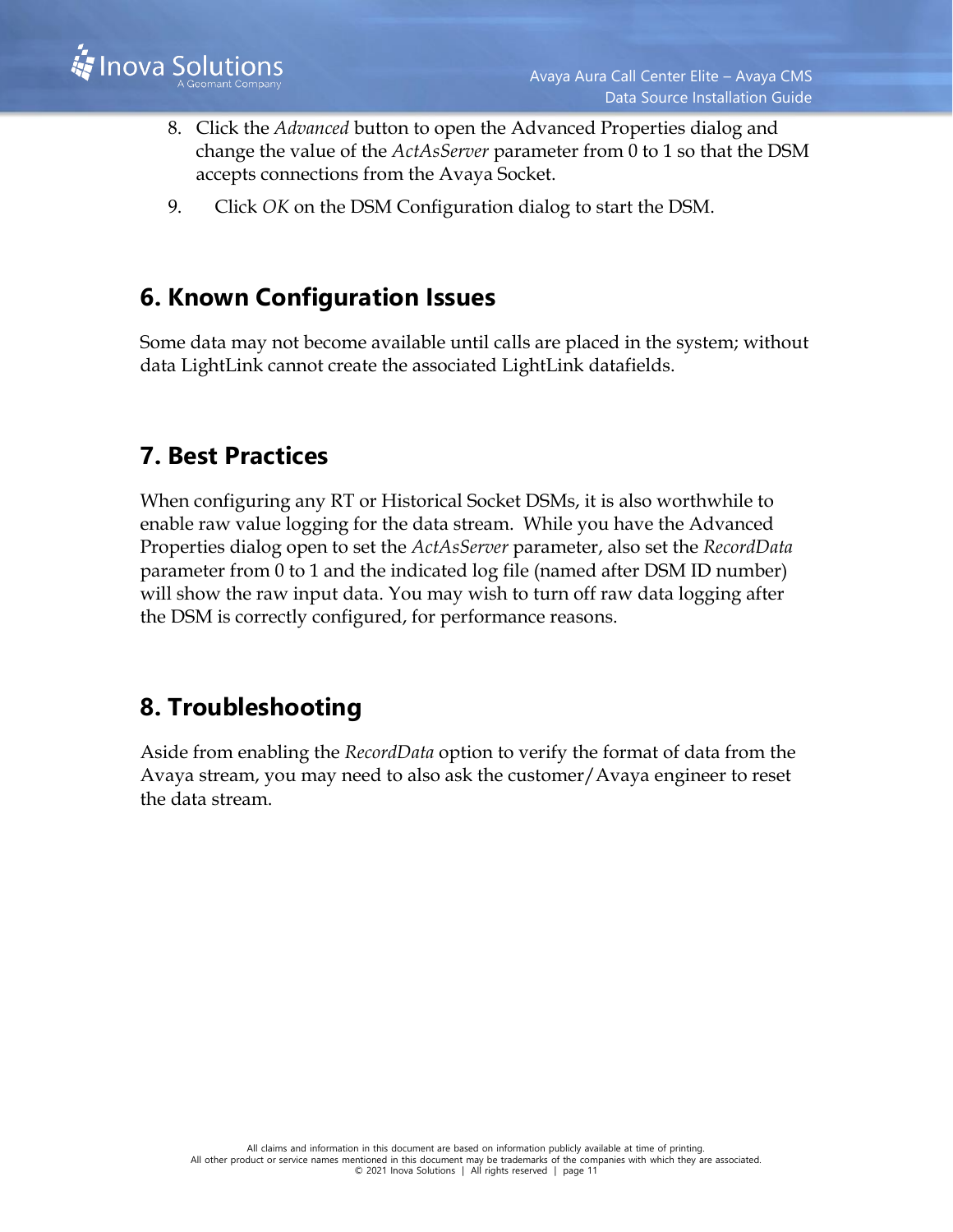8. Click the *Advanced* button to open the Advanced Properties dialog and change the value of the *ActAsServer* parameter from 0 to 1 so that the DSM accepts connections from the Avaya Socket.
9. Click *OK* on the DSM Configuration dialog to start the DSM.

## 6. Known Configuration Issues

Some data may not become available until calls are placed in the system; without data LightLink cannot create the associated LightLink datafields.

## 7. Best Practices

When configuring any RT or Historical Socket DSMs, it is also worthwhile to enable raw value logging for the data stream. While you have the Advanced Properties dialog open to set the *ActAsServer* parameter, also set the *RecordData* parameter from 0 to 1 and the indicated log file (named after DSM ID number) will show the raw input data. You may wish to turn off raw data logging after the DSM is correctly configured, for performance reasons.

## 8. Troubleshooting

Aside from enabling the *RecordData* option to verify the format of data from the Avaya stream, you may need to also ask the customer/Avaya engineer to reset the data stream.